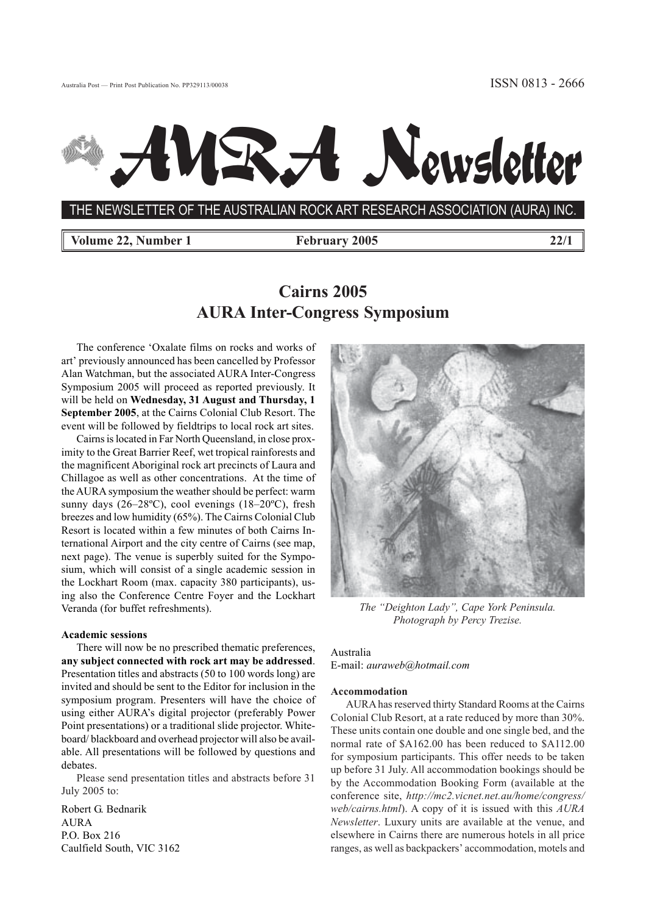Australia Post — Print Post Publication No. PP329113/00038

ISSN 0813 - 2666

# AURA Newsletter

THE NEWSLETTER OF THE AUSTRALIAN ROCK ART RESEARCH ASSOCIATION (AURA) INC.

**Volume 22, Number 1 — February 2005 — 22/1**

## Cairns 2005
## AURA Inter-Congress Symposium

The conference 'Oxalate films on rocks and works of art' previously announced has been cancelled by Professor Alan Watchman, but the associated AURA Inter-Congress Symposium 2005 will proceed as reported previously. It will be held on **Wednesday, 31 August and Thursday, 1 September 2005**, at the Cairns Colonial Club Resort. The event will be followed by fieldtrips to local rock art sites.

Cairns is located in Far North Queensland, in close proximity to the Great Barrier Reef, wet tropical rainforests and the magnificent Aboriginal rock art precincts of Laura and Chillagoe as well as other concentrations. At the time of the AURA symposium the weather should be perfect: warm sunny days (26–28ºC), cool evenings (18–20ºC), fresh breezes and low humidity (65%). The Cairns Colonial Club Resort is located within a few minutes of both Cairns International Airport and the city centre of Cairns (see map, next page). The venue is superbly suited for the Symposium, which will consist of a single academic session in the Lockhart Room (max. capacity 380 participants), using also the Conference Centre Foyer and the Lockhart Veranda (for buffet refreshments).

*The "Deighton Lady", Cape York Peninsula. Photograph by Percy Trezise.*

**Academic sessions**

There will now be no prescribed thematic preferences, **any subject connected with rock art may be addressed**. Presentation titles and abstracts (50 to 100 words long) are invited and should be sent to the Editor for inclusion in the symposium program. Presenters will have the choice of using either AURA's digital projector (preferably Power Point presentations) or a traditional slide projector. Whiteboard/ blackboard and overhead projector will also be available. All presentations will be followed by questions and debates.

Please send presentation titles and abstracts before 31 July 2005 to:

Robert G. Bednarik  
AURA  
P.O. Box 216  
Caulfield South, VIC 3162  
Australia  
E-mail: *auraweb@hotmail.com*

**Accommodation**

AURA has reserved thirty Standard Rooms at the Cairns Colonial Club Resort, at a rate reduced by more than 30%. These units contain one double and one single bed, and the normal rate of $A162.00 has been reduced to $A112.00 for symposium participants. This offer needs to be taken up before 31 July. All accommodation bookings should be by the Accommodation Booking Form (available at the conference site, *http://mc2.vicnet.net.au/home/congress/web/cairns.html*). A copy of it is issued with this *AURA Newsletter*. Luxury units are available at the venue, and elsewhere in Cairns there are numerous hotels in all price ranges, as well as backpackers' accommodation, motels and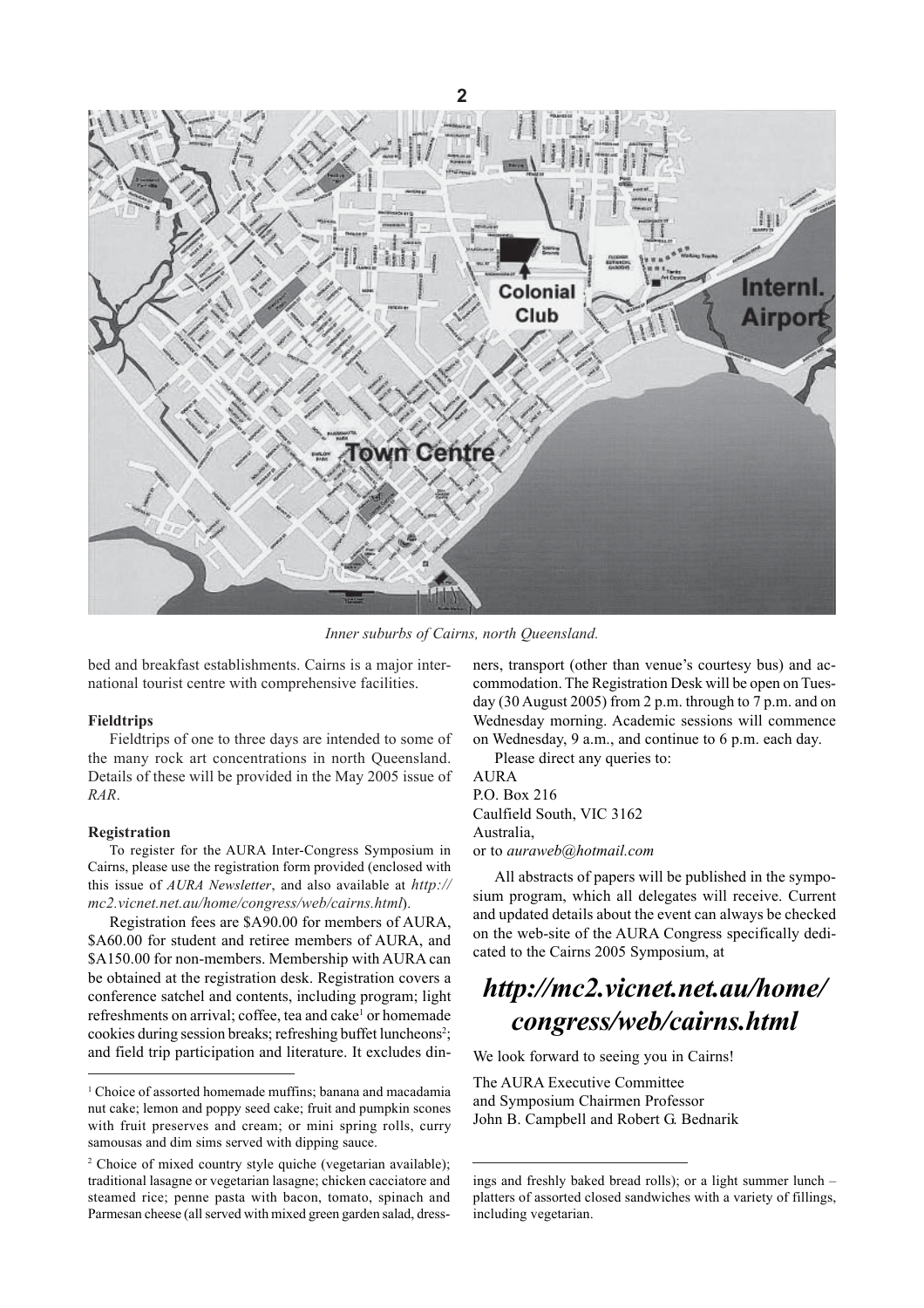*Inner suburbs of Cairns, north Queensland.*

bed and breakfast establishments. Cairns is a major international tourist centre with comprehensive facilities.

**Fieldtrips**

Fieldtrips of one to three days are intended to some of the many rock art concentrations in north Queensland. Details of these will be provided in the May 2005 issue of *RAR*.

**Registration**

To register for the AURA Inter-Congress Symposium in Cairns, please use the registration form provided (enclosed with this issue of *AURA Newsletter*, and also available at *http://mc2.vicnet.net.au/home/congress/web/cairns.html*).

Registration fees are $A90.00 for members of AURA, $A60.00 for student and retiree members of AURA, and $A150.00 for non-members. Membership with AURA can be obtained at the registration desk. Registration covers a conference satchel and contents, including program; light refreshments on arrival; coffee, tea and cake[1] or homemade cookies during session breaks; refreshing buffet luncheons[2]; and field trip participation and literature. It excludes dinners, transport (other than venue's courtesy bus) and accommodation. The Registration Desk will be open on Tuesday (30 August 2005) from 2 p.m. through to 7 p.m. and on Wednesday morning. Academic sessions will commence on Wednesday, 9 a.m., and continue to 6 p.m. each day.

Please direct any queries to:

AURA
P.O. Box 216
Caulfield South, VIC 3162
Australia,
or to *auraweb@hotmail.com*

All abstracts of papers will be published in the symposium program, which all delegates will receive. Current and updated details about the event can always be checked on the web-site of the AURA Congress specifically dedicated to the Cairns 2005 Symposium, at

## *http://mc2.vicnet.net.au/home/congress/web/cairns.html*

We look forward to seeing you in Cairns!

The AURA Executive Committee
and Symposium Chairmen Professor
John B. Campbell and Robert G. Bednarik

---

[1] Choice of assorted homemade muffins; banana and macadamia nut cake; lemon and poppy seed cake; fruit and pumpkin scones with fruit preserves and cream; or mini spring rolls, curry samousas and dim sims served with dipping sauce.

[2] Choice of mixed country style quiche (vegetarian available); traditional lasagne or vegetarian lasagne; chicken cacciatore and steamed rice; penne pasta with bacon, tomato, spinach and Parmesan cheese (all served with mixed green garden salad, dressings and freshly baked bread rolls); or a light summer lunch – platters of assorted closed sandwiches with a variety of fillings, including vegetarian.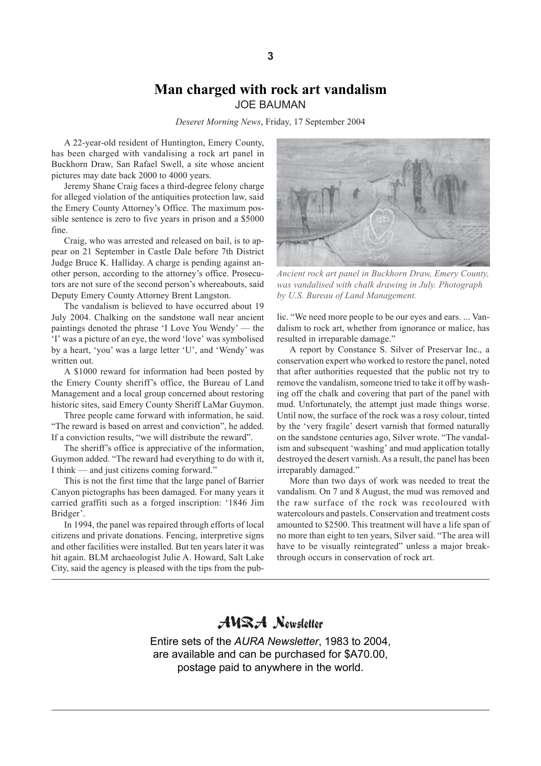# Man charged with rock art vandalism

JOE BAUMAN

*Deseret Morning News*, Friday, 17 September 2004

A 22-year-old resident of Huntington, Emery County, has been charged with vandalising a rock art panel in Buckhorn Draw, San Rafael Swell, a site whose ancient pictures may date back 2000 to 4000 years.

Jeremy Shane Craig faces a third-degree felony charge for alleged violation of the antiquities protection law, said the Emery County Attorney's Office. The maximum possible sentence is zero to five years in prison and a $5000 fine.

Craig, who was arrested and released on bail, is to appear on 21 September in Castle Dale before 7th District Judge Bruce K. Halliday. A charge is pending against another person, according to the attorney's office. Prosecutors are not sure of the second person's whereabouts, said Deputy Emery County Attorney Brent Langston.

The vandalism is believed to have occurred about 19 July 2004. Chalking on the sandstone wall near ancient paintings denoted the phrase 'I Love You Wendy' — the 'I' was a picture of an eye, the word 'love' was symbolised by a heart, 'you' was a large letter 'U', and 'Wendy' was written out.

A $1000 reward for information had been posted by the Emery County sheriff's office, the Bureau of Land Management and a local group concerned about restoring historic sites, said Emery County Sheriff LaMar Guymon.

Three people came forward with information, he said. "The reward is based on arrest and conviction", he added. If a conviction results, "we will distribute the reward".

The sheriff's office is appreciative of the information, Guymon added. "The reward had everything to do with it, I think — and just citizens coming forward."

This is not the first time that the large panel of Barrier Canyon pictographs has been damaged. For many years it carried graffiti such as a forged inscription: '1846 Jim Bridger'.

In 1994, the panel was repaired through efforts of local citizens and private donations. Fencing, interpretive signs and other facilities were installed. But ten years later it was hit again. BLM archaeologist Julie A. Howard, Salt Lake City, said the agency is pleased with the tips from the public. "We need more people to be our eyes and ears. ... Vandalism to rock art, whether from ignorance or malice, has resulted in irreparable damage."

*Ancient rock art panel in Buckhorn Draw, Emery County, was vandalised with chalk drawing in July. Photograph by U.S. Bureau of Land Management.*

A report by Constance S. Silver of Preservar Inc., a conservation expert who worked to restore the panel, noted that after authorities requested that the public not try to remove the vandalism, someone tried to take it off by washing off the chalk and covering that part of the panel with mud. Unfortunately, the attempt just made things worse. Until now, the surface of the rock was a rosy colour, tinted by the 'very fragile' desert varnish that formed naturally on the sandstone centuries ago, Silver wrote. "The vandalism and subsequent 'washing' and mud application totally destroyed the desert varnish. As a result, the panel has been irreparably damaged."

More than two days of work was needed to treat the vandalism. On 7 and 8 August, the mud was removed and the raw surface of the rock was recoloured with watercolours and pastels. Conservation and treatment costs amounted to $2500. This treatment will have a life span of no more than eight to ten years, Silver said. "The area will have to be visually reintegrated" unless a major breakthrough occurs in conservation of rock art.

---

## *AURA Newsletter*

Entire sets of the *AURA Newsletter*, 1983 to 2004, are available and can be purchased for $A70.00, postage paid to anywhere in the world.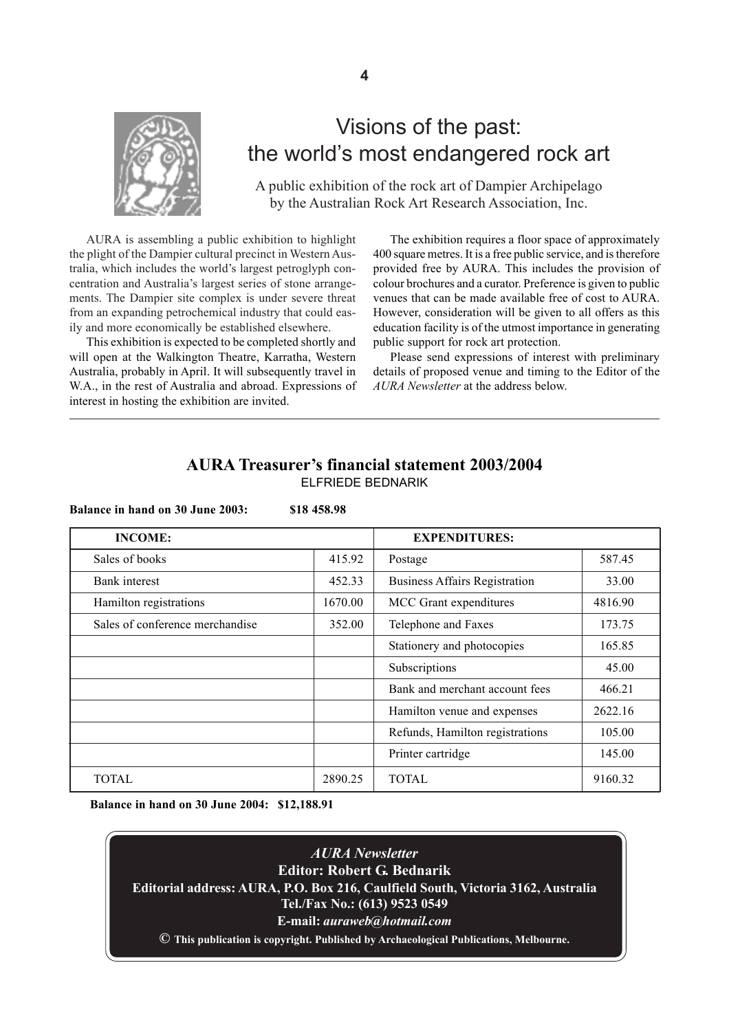# Visions of the past: the world's most endangered rock art

A public exhibition of the rock art of Dampier Archipelago by the Australian Rock Art Research Association, Inc.

AURA is assembling a public exhibition to highlight the plight of the Dampier cultural precinct in Western Australia, which includes the world's largest petroglyph concentration and Australia's largest series of stone arrangements. The Dampier site complex is under severe threat from an expanding petrochemical industry that could easily and more economically be established elsewhere.

This exhibition is expected to be completed shortly and will open at the Walkington Theatre, Karratha, Western Australia, probably in April. It will subsequently travel in W.A., in the rest of Australia and abroad. Expressions of interest in hosting the exhibition are invited.

The exhibition requires a floor space of approximately 400 square metres. It is a free public service, and is therefore provided free by AURA. This includes the provision of colour brochures and a curator. Preference is given to public venues that can be made available free of cost to AURA. However, consideration will be given to all offers as this education facility is of the utmost importance in generating public support for rock art protection.

Please send expressions of interest with preliminary details of proposed venue and timing to the Editor of the *AURA Newsletter* at the address below.

---

## AURA Treasurer's financial statement 2003/2004

ELFRIEDE BEDNARIK

**Balance in hand on 30 June 2003: $18 458.98**

| INCOME: | | EXPENDITURES: | |
|---|---|---|---|
| Sales of books | 415.92 | Postage | 587.45 |
| Bank interest | 452.33 | Business Affairs Registration | 33.00 |
| Hamilton registrations | 1670.00 | MCC Grant expenditures | 4816.90 |
| Sales of conference merchandise | 352.00 | Telephone and Faxes | 173.75 |
| | | Stationery and photocopies | 165.85 |
| | | Subscriptions | 45.00 |
| | | Bank and merchant account fees | 466.21 |
| | | Hamilton venue and expenses | 2622.16 |
| | | Refunds, Hamilton registrations | 105.00 |
| | | Printer cartridge | 145.00 |
| TOTAL | 2890.25 | TOTAL | 9160.32 |

**Balance in hand on 30 June 2004: $12,188.91**

*AURA Newsletter*
**Editor: Robert G. Bednarik**
**Editorial address: AURA, P.O. Box 216, Caulfield South, Victoria 3162, Australia**
**Tel./Fax No.: (613) 9523 0549**
**E-mail: *auraweb@hotmail.com***
**© This publication is copyright. Published by Archaeological Publications, Melbourne.**